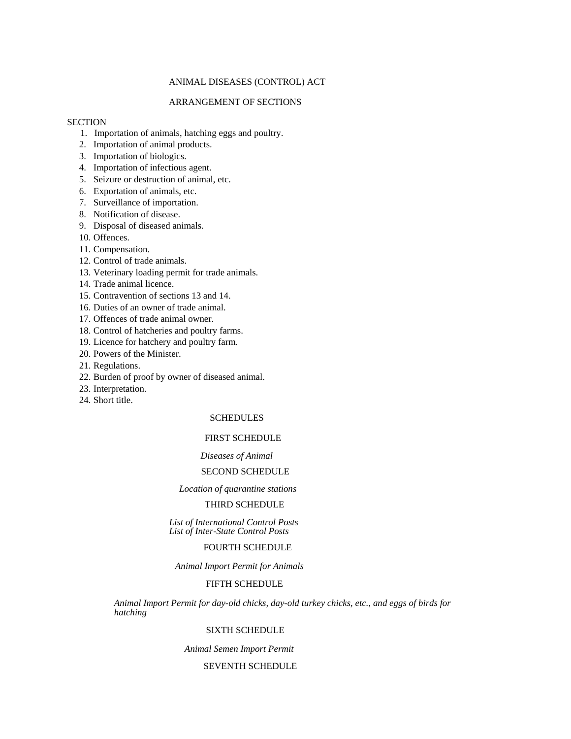# ANIMAL DISEASES (CONTROL) ACT

## ARRANGEMENT OF SECTIONS

SECTION

1. Importation of animals, hatching eggs and poultry.
2. Importation of animal products.
3. Importation of biologics.
4. Importation of infectious agent.
5. Seizure or destruction of animal, etc.
6. Exportation of animals, etc.
7. Surveillance of importation.
8. Notification of disease.
9. Disposal of diseased animals.
10. Offences.
11. Compensation.
12. Control of trade animals.
13. Veterinary loading permit for trade animals.
14. Trade animal licence.
15. Contravention of sections 13 and 14.
16. Duties of an owner of trade animal.
17. Offences of trade animal owner.
18. Control of hatcheries and poultry farms.
19. Licence for hatchery and poultry farm.
20. Powers of the Minister.
21. Regulations.
22. Burden of proof by owner of diseased animal.
23. Interpretation.
24. Short title.

### SCHEDULES

#### FIRST SCHEDULE

*Diseases of Animal*

#### SECOND SCHEDULE

*Location of quarantine stations*

#### THIRD SCHEDULE

*List of International Control Posts*
*List of Inter-State Control Posts*

#### FOURTH SCHEDULE

*Animal Import Permit for Animals*

#### FIFTH SCHEDULE

*Animal Import Permit for day-old chicks, day-old turkey chicks, etc., and eggs of birds for hatching*

#### SIXTH SCHEDULE

*Animal Semen Import Permit*

#### SEVENTH SCHEDULE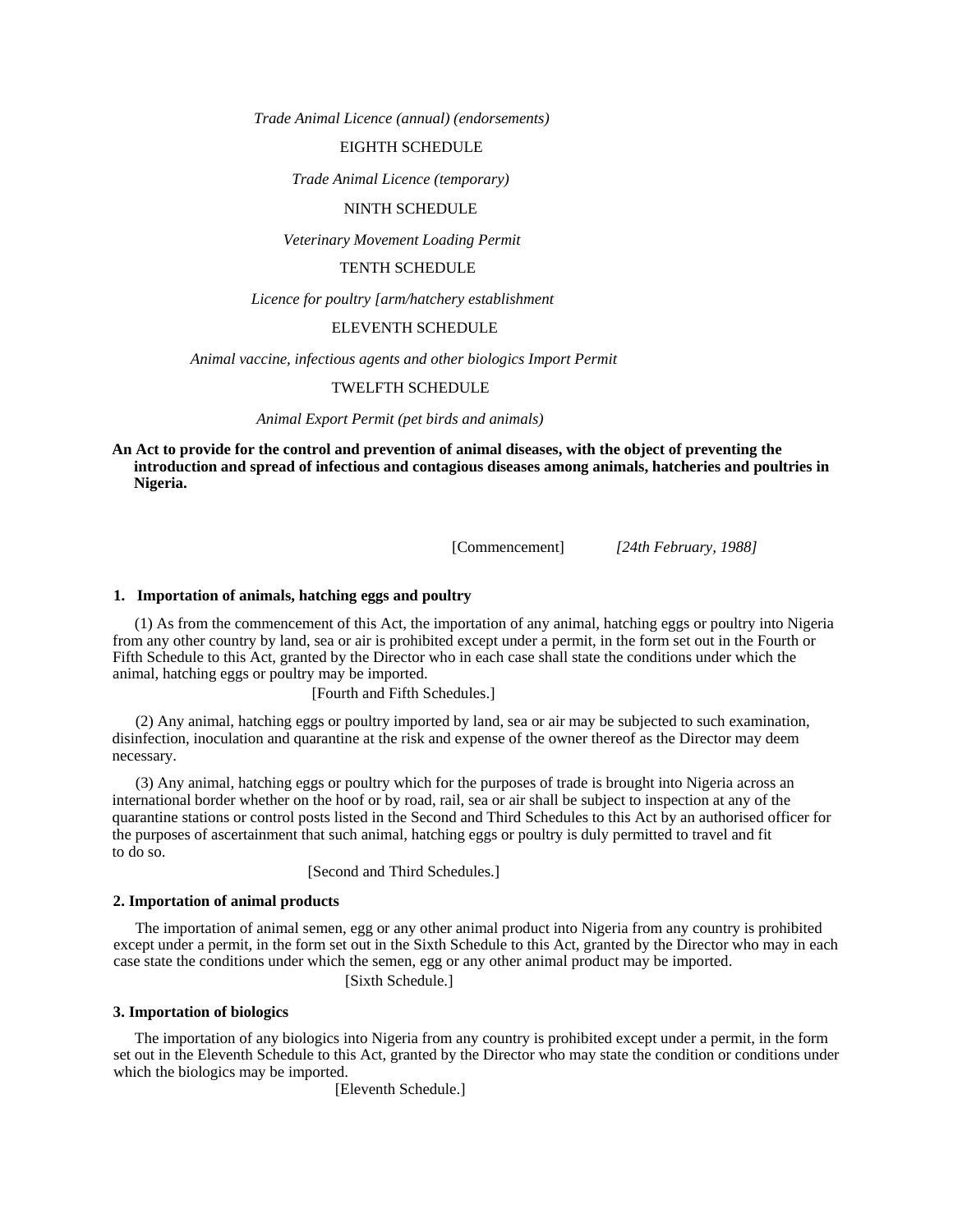*Trade Animal Licence (annual) (endorsements)*

EIGHTH SCHEDULE

*Trade Animal Licence (temporary)*

NINTH SCHEDULE

*Veterinary Movement Loading Permit*

TENTH SCHEDULE

*Licence for poultry [arm/hatchery establishment*

ELEVENTH SCHEDULE

*Animal vaccine, infectious agents and other biologics Import Permit*

TWELFTH SCHEDULE

*Animal Export Permit (pet birds and animals)*

**An Act to provide for the control and prevention of animal diseases, with the object of preventing the introduction and spread of infectious and contagious diseases among animals, hatcheries and poultries in Nigeria.**

[Commencement] *[24th February, 1988]*

### 1. Importation of animals, hatching eggs and poultry

(1) As from the commencement of this Act, the importation of any animal, hatching eggs or poultry into Nigeria from any other country by land, sea or air is prohibited except under a permit, in the form set out in the Fourth or Fifth Schedule to this Act, granted by the Director who in each case shall state the conditions under which the animal, hatching eggs or poultry may be imported.

[Fourth and Fifth Schedules.]

(2) Any animal, hatching eggs or poultry imported by land, sea or air may be subjected to such examination, disinfection, inoculation and quarantine at the risk and expense of the owner thereof as the Director may deem necessary.

(3) Any animal, hatching eggs or poultry which for the purposes of trade is brought into Nigeria across an international border whether on the hoof or by road, rail, sea or air shall be subject to inspection at any of the quarantine stations or control posts listed in the Second and Third Schedules to this Act by an authorised officer for the purposes of ascertainment that such animal, hatching eggs or poultry is duly permitted to travel and fit to do so.

[Second and Third Schedules.]

### 2. Importation of animal products

The importation of animal semen, egg or any other animal product into Nigeria from any country is prohibited except under a permit, in the form set out in the Sixth Schedule to this Act, granted by the Director who may in each case state the conditions under which the semen, egg or any other animal product may be imported.

[Sixth Schedule.]

### 3. Importation of biologics

The importation of any biologics into Nigeria from any country is prohibited except under a permit, in the form set out in the Eleventh Schedule to this Act, granted by the Director who may state the condition or conditions under which the biologics may be imported.

[Eleventh Schedule.]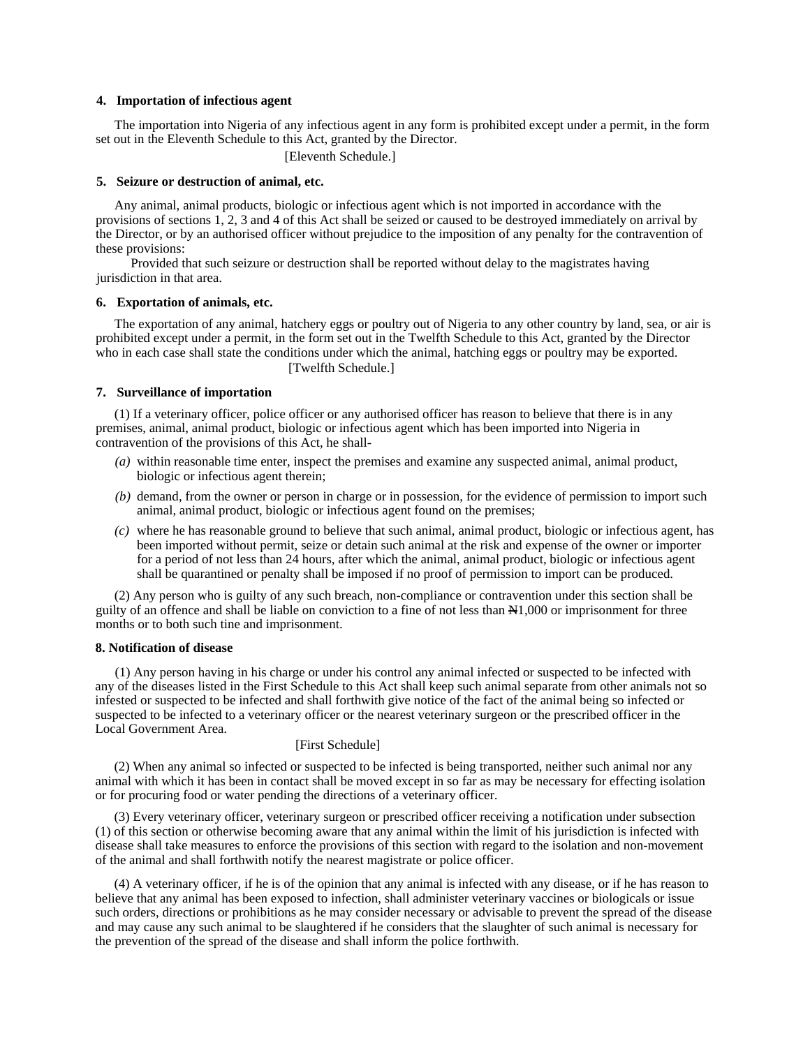#### 4. Importation of infectious agent

The importation into Nigeria of any infectious agent in any form is prohibited except under a permit, in the form set out in the Eleventh Schedule to this Act, granted by the Director.

[Eleventh Schedule.]

#### 5. Seizure or destruction of animal, etc.

Any animal, animal products, biologic or infectious agent which is not imported in accordance with the provisions of sections 1, 2, 3 and 4 of this Act shall be seized or caused to be destroyed immediately on arrival by the Director, or by an authorised officer without prejudice to the imposition of any penalty for the contravention of these provisions:

Provided that such seizure or destruction shall be reported without delay to the magistrates having jurisdiction in that area.

#### 6. Exportation of animals, etc.

The exportation of any animal, hatchery eggs or poultry out of Nigeria to any other country by land, sea, or air is prohibited except under a permit, in the form set out in the Twelfth Schedule to this Act, granted by the Director who in each case shall state the conditions under which the animal, hatching eggs or poultry may be exported.

[Twelfth Schedule.]

#### 7. Surveillance of importation

(1) If a veterinary officer, police officer or any authorised officer has reason to believe that there is in any premises, animal, animal product, biologic or infectious agent which has been imported into Nigeria in contravention of the provisions of this Act, he shall-

*(a)* within reasonable time enter, inspect the premises and examine any suspected animal, animal product, biologic or infectious agent therein;

*(b)* demand, from the owner or person in charge or in possession, for the evidence of permission to import such animal, animal product, biologic or infectious agent found on the premises;

*(c)* where he has reasonable ground to believe that such animal, animal product, biologic or infectious agent, has been imported without permit, seize or detain such animal at the risk and expense of the owner or importer for a period of not less than 24 hours, after which the animal, animal product, biologic or infectious agent shall be quarantined or penalty shall be imposed if no proof of permission to import can be produced.

(2) Any person who is guilty of any such breach, non-compliance or contravention under this section shall be guilty of an offence and shall be liable on conviction to a fine of not less than ₦1,000 or imprisonment for three months or to both such tine and imprisonment.

#### 8. Notification of disease

(1) Any person having in his charge or under his control any animal infected or suspected to be infected with any of the diseases listed in the First Schedule to this Act shall keep such animal separate from other animals not so infested or suspected to be infected and shall forthwith give notice of the fact of the animal being so infected or suspected to be infected to a veterinary officer or the nearest veterinary surgeon or the prescribed officer in the Local Government Area.

[First Schedule]

(2) When any animal so infected or suspected to be infected is being transported, neither such animal nor any animal with which it has been in contact shall be moved except in so far as may be necessary for effecting isolation or for procuring food or water pending the directions of a veterinary officer.

(3) Every veterinary officer, veterinary surgeon or prescribed officer receiving a notification under subsection (1) of this section or otherwise becoming aware that any animal within the limit of his jurisdiction is infected with disease shall take measures to enforce the provisions of this section with regard to the isolation and non-movement of the animal and shall forthwith notify the nearest magistrate or police officer.

(4) A veterinary officer, if he is of the opinion that any animal is infected with any disease, or if he has reason to believe that any animal has been exposed to infection, shall administer veterinary vaccines or biologicals or issue such orders, directions or prohibitions as he may consider necessary or advisable to prevent the spread of the disease and may cause any such animal to be slaughtered if he considers that the slaughter of such animal is necessary for the prevention of the spread of the disease and shall inform the police forthwith.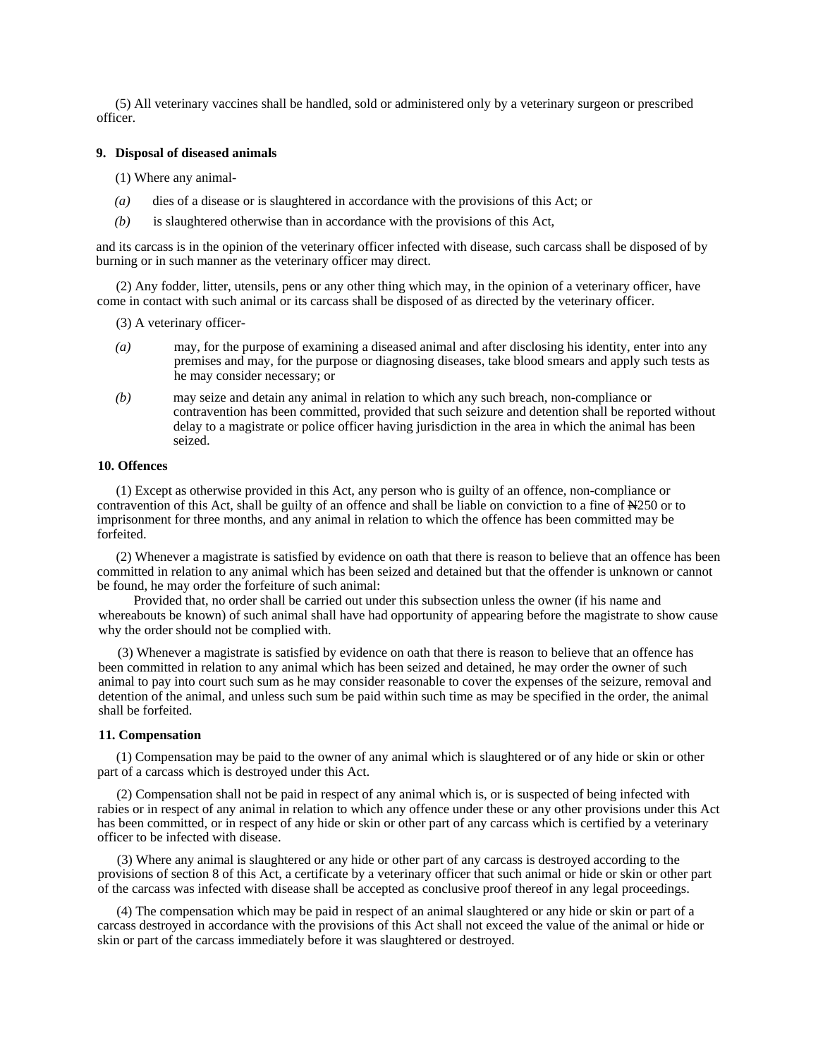(5) All veterinary vaccines shall be handled, sold or administered only by a veterinary surgeon or prescribed officer.

**9. Disposal of diseased animals**

(1) Where any animal-

*(a)* dies of a disease or is slaughtered in accordance with the provisions of this Act; or

*(b)* is slaughtered otherwise than in accordance with the provisions of this Act,

and its carcass is in the opinion of the veterinary officer infected with disease, such carcass shall be disposed of by burning or in such manner as the veterinary officer may direct.

(2) Any fodder, litter, utensils, pens or any other thing which may, in the opinion of a veterinary officer, have come in contact with such animal or its carcass shall be disposed of as directed by the veterinary officer.

(3) A veterinary officer-

*(a)* may, for the purpose of examining a diseased animal and after disclosing his identity, enter into any premises and may, for the purpose or diagnosing diseases, take blood smears and apply such tests as he may consider necessary; or

*(b)* may seize and detain any animal in relation to which any such breach, non-compliance or contravention has been committed, provided that such seizure and detention shall be reported without delay to a magistrate or police officer having jurisdiction in the area in which the animal has been seized.

**10. Offences**

(1) Except as otherwise provided in this Act, any person who is guilty of an offence, non-compliance or contravention of this Act, shall be guilty of an offence and shall be liable on conviction to a fine of ₦250 or to imprisonment for three months, and any animal in relation to which the offence has been committed may be forfeited.

(2) Whenever a magistrate is satisfied by evidence on oath that there is reason to believe that an offence has been committed in relation to any animal which has been seized and detained but that the offender is unknown or cannot be found, he may order the forfeiture of such animal:

Provided that, no order shall be carried out under this subsection unless the owner (if his name and whereabouts be known) of such animal shall have had opportunity of appearing before the magistrate to show cause why the order should not be complied with.

(3) Whenever a magistrate is satisfied by evidence on oath that there is reason to believe that an offence has been committed in relation to any animal which has been seized and detained, he may order the owner of such animal to pay into court such sum as he may consider reasonable to cover the expenses of the seizure, removal and detention of the animal, and unless such sum be paid within such time as may be specified in the order, the animal shall be forfeited.

**11. Compensation**

(1) Compensation may be paid to the owner of any animal which is slaughtered or of any hide or skin or other part of a carcass which is destroyed under this Act.

(2) Compensation shall not be paid in respect of any animal which is, or is suspected of being infected with rabies or in respect of any animal in relation to which any offence under these or any other provisions under this Act has been committed, or in respect of any hide or skin or other part of any carcass which is certified by a veterinary officer to be infected with disease.

(3) Where any animal is slaughtered or any hide or other part of any carcass is destroyed according to the provisions of section 8 of this Act, a certificate by a veterinary officer that such animal or hide or skin or other part of the carcass was infected with disease shall be accepted as conclusive proof thereof in any legal proceedings.

(4) The compensation which may be paid in respect of an animal slaughtered or any hide or skin or part of a carcass destroyed in accordance with the provisions of this Act shall not exceed the value of the animal or hide or skin or part of the carcass immediately before it was slaughtered or destroyed.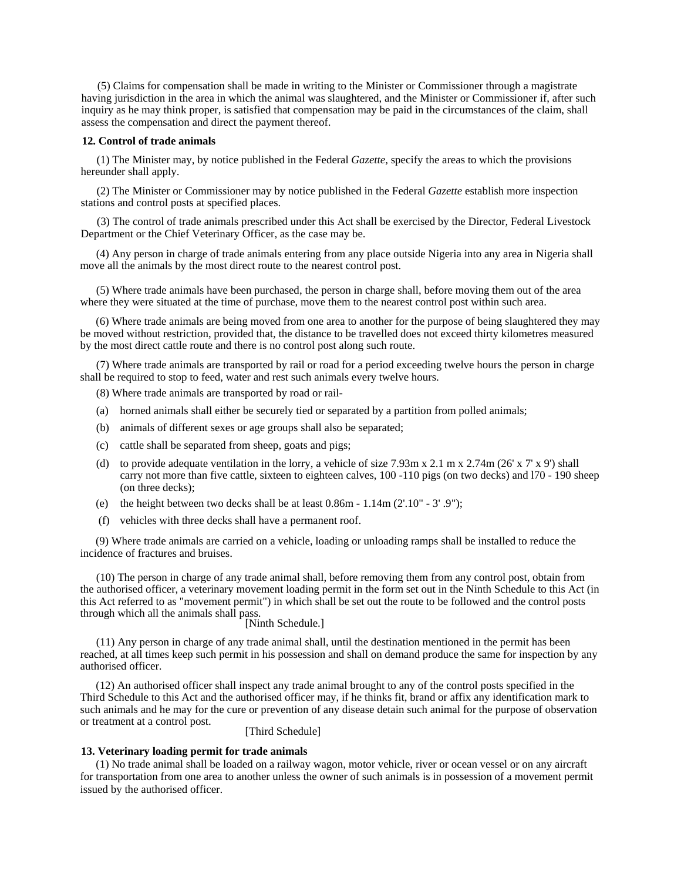(5) Claims for compensation shall be made in writing to the Minister or Commissioner through a magistrate having jurisdiction in the area in which the animal was slaughtered, and the Minister or Commissioner if, after such inquiry as he may think proper, is satisfied that compensation may be paid in the circumstances of the claim, shall assess the compensation and direct the payment thereof.

**12. Control of trade animals**

(1) The Minister may, by notice published in the Federal *Gazette*, specify the areas to which the provisions hereunder shall apply.

(2) The Minister or Commissioner may by notice published in the Federal *Gazette* establish more inspection stations and control posts at specified places.

(3) The control of trade animals prescribed under this Act shall be exercised by the Director, Federal Livestock Department or the Chief Veterinary Officer, as the case may be.

(4) Any person in charge of trade animals entering from any place outside Nigeria into any area in Nigeria shall move all the animals by the most direct route to the nearest control post.

(5) Where trade animals have been purchased, the person in charge shall, before moving them out of the area where they were situated at the time of purchase, move them to the nearest control post within such area.

(6) Where trade animals are being moved from one area to another for the purpose of being slaughtered they may be moved without restriction, provided that, the distance to be travelled does not exceed thirty kilometres measured by the most direct cattle route and there is no control post along such route.

(7) Where trade animals are transported by rail or road for a period exceeding twelve hours the person in charge shall be required to stop to feed, water and rest such animals every twelve hours.

(8) Where trade animals are transported by road or rail-

(a) horned animals shall either be securely tied or separated by a partition from polled animals;

(b) animals of different sexes or age groups shall also be separated;

(c) cattle shall be separated from sheep, goats and pigs;

(d) to provide adequate ventilation in the lorry, a vehicle of size 7.93m x 2.1 m x 2.74m (26' x 7' x 9') shall carry not more than five cattle, sixteen to eighteen calves, 100 -110 pigs (on two decks) and l70 - 190 sheep (on three decks);

(e) the height between two decks shall be at least 0.86m - 1.14m (2'.10" - 3' .9");

(f) vehicles with three decks shall have a permanent roof.

(9) Where trade animals are carried on a vehicle, loading or unloading ramps shall be installed to reduce the incidence of fractures and bruises.

(10) The person in charge of any trade animal shall, before removing them from any control post, obtain from the authorised officer, a veterinary movement loading permit in the form set out in the Ninth Schedule to this Act (in this Act referred to as "movement permit") in which shall be set out the route to be followed and the control posts through which all the animals shall pass.

[Ninth Schedule.]

(11) Any person in charge of any trade animal shall, until the destination mentioned in the permit has been reached, at all times keep such permit in his possession and shall on demand produce the same for inspection by any authorised officer.

(12) An authorised officer shall inspect any trade animal brought to any of the control posts specified in the Third Schedule to this Act and the authorised officer may, if he thinks fit, brand or affix any identification mark to such animals and he may for the cure or prevention of any disease detain such animal for the purpose of observation or treatment at a control post.

[Third Schedule]

**13. Veterinary loading permit for trade animals**

(1) No trade animal shall be loaded on a railway wagon, motor vehicle, river or ocean vessel or on any aircraft for transportation from one area to another unless the owner of such animals is in possession of a movement permit issued by the authorised officer.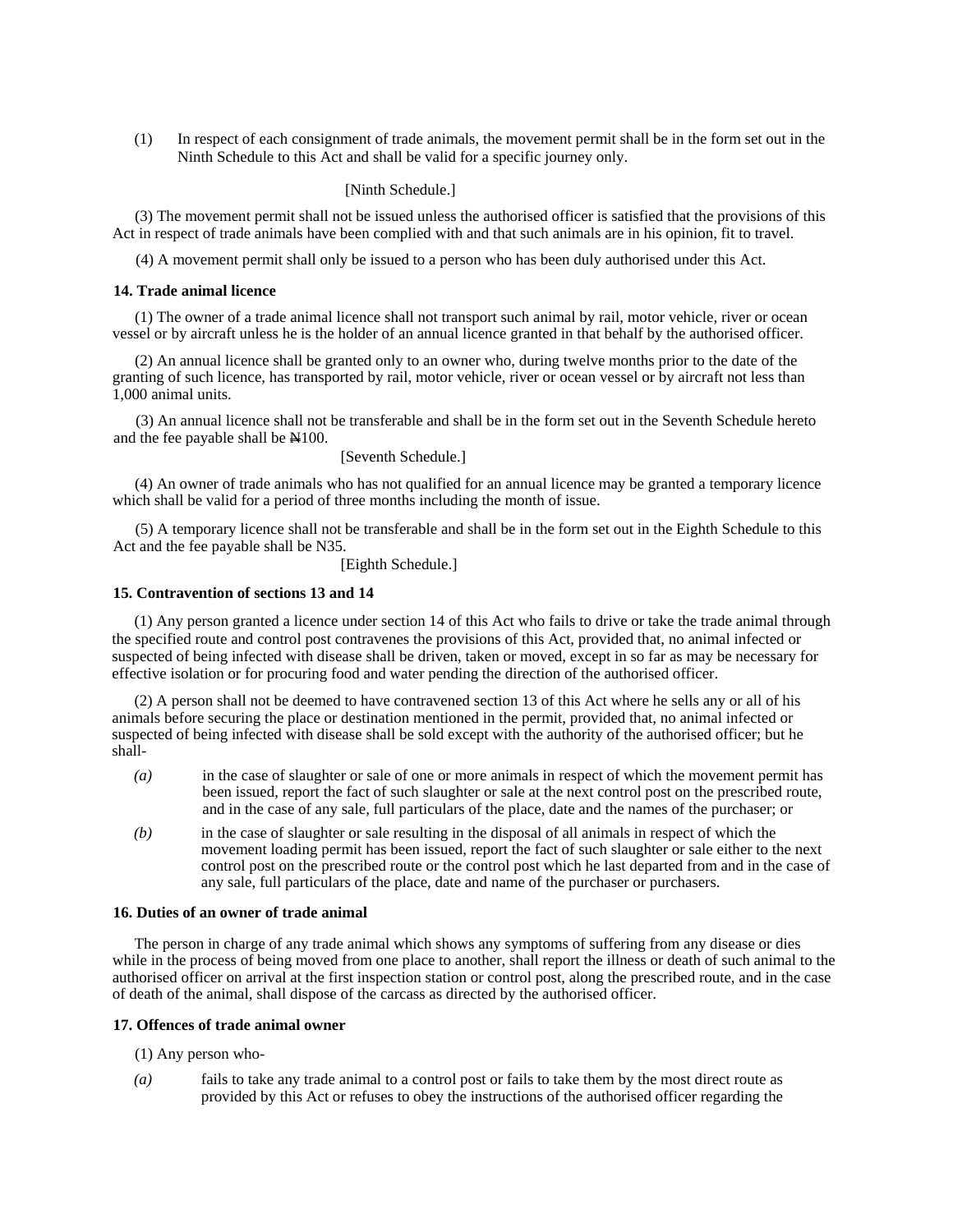(1) In respect of each consignment of trade animals, the movement permit shall be in the form set out in the Ninth Schedule to this Act and shall be valid for a specific journey only.

[Ninth Schedule.]

(3) The movement permit shall not be issued unless the authorised officer is satisfied that the provisions of this Act in respect of trade animals have been complied with and that such animals are in his opinion, fit to travel.

(4) A movement permit shall only be issued to a person who has been duly authorised under this Act.

**14. Trade animal licence**

(1) The owner of a trade animal licence shall not transport such animal by rail, motor vehicle, river or ocean vessel or by aircraft unless he is the holder of an annual licence granted in that behalf by the authorised officer.

(2) An annual licence shall be granted only to an owner who, during twelve months prior to the date of the granting of such licence, has transported by rail, motor vehicle, river or ocean vessel or by aircraft not less than 1,000 animal units.

(3) An annual licence shall not be transferable and shall be in the form set out in the Seventh Schedule hereto and the fee payable shall be ₦100.

[Seventh Schedule.]

(4) An owner of trade animals who has not qualified for an annual licence may be granted a temporary licence which shall be valid for a period of three months including the month of issue.

(5) A temporary licence shall not be transferable and shall be in the form set out in the Eighth Schedule to this Act and the fee payable shall be N35.

[Eighth Schedule.]

**15. Contravention of sections 13 and 14**

(1) Any person granted a licence under section 14 of this Act who fails to drive or take the trade animal through the specified route and control post contravenes the provisions of this Act, provided that, no animal infected or suspected of being infected with disease shall be driven, taken or moved, except in so far as may be necessary for effective isolation or for procuring food and water pending the direction of the authorised officer.

(2) A person shall not be deemed to have contravened section 13 of this Act where he sells any or all of his animals before securing the place or destination mentioned in the permit, provided that, no animal infected or suspected of being infected with disease shall be sold except with the authority of the authorised officer; but he shall-

*(a)* in the case of slaughter or sale of one or more animals in respect of which the movement permit has been issued, report the fact of such slaughter or sale at the next control post on the prescribed route, and in the case of any sale, full particulars of the place, date and the names of the purchaser; or

*(b)* in the case of slaughter or sale resulting in the disposal of all animals in respect of which the movement loading permit has been issued, report the fact of such slaughter or sale either to the next control post on the prescribed route or the control post which he last departed from and in the case of any sale, full particulars of the place, date and name of the purchaser or purchasers.

**16. Duties of an owner of trade animal**

The person in charge of any trade animal which shows any symptoms of suffering from any disease or dies while in the process of being moved from one place to another, shall report the illness or death of such animal to the authorised officer on arrival at the first inspection station or control post, along the prescribed route, and in the case of death of the animal, shall dispose of the carcass as directed by the authorised officer.

**17. Offences of trade animal owner**

(1) Any person who-

*(a)* fails to take any trade animal to a control post or fails to take them by the most direct route as provided by this Act or refuses to obey the instructions of the authorised officer regarding the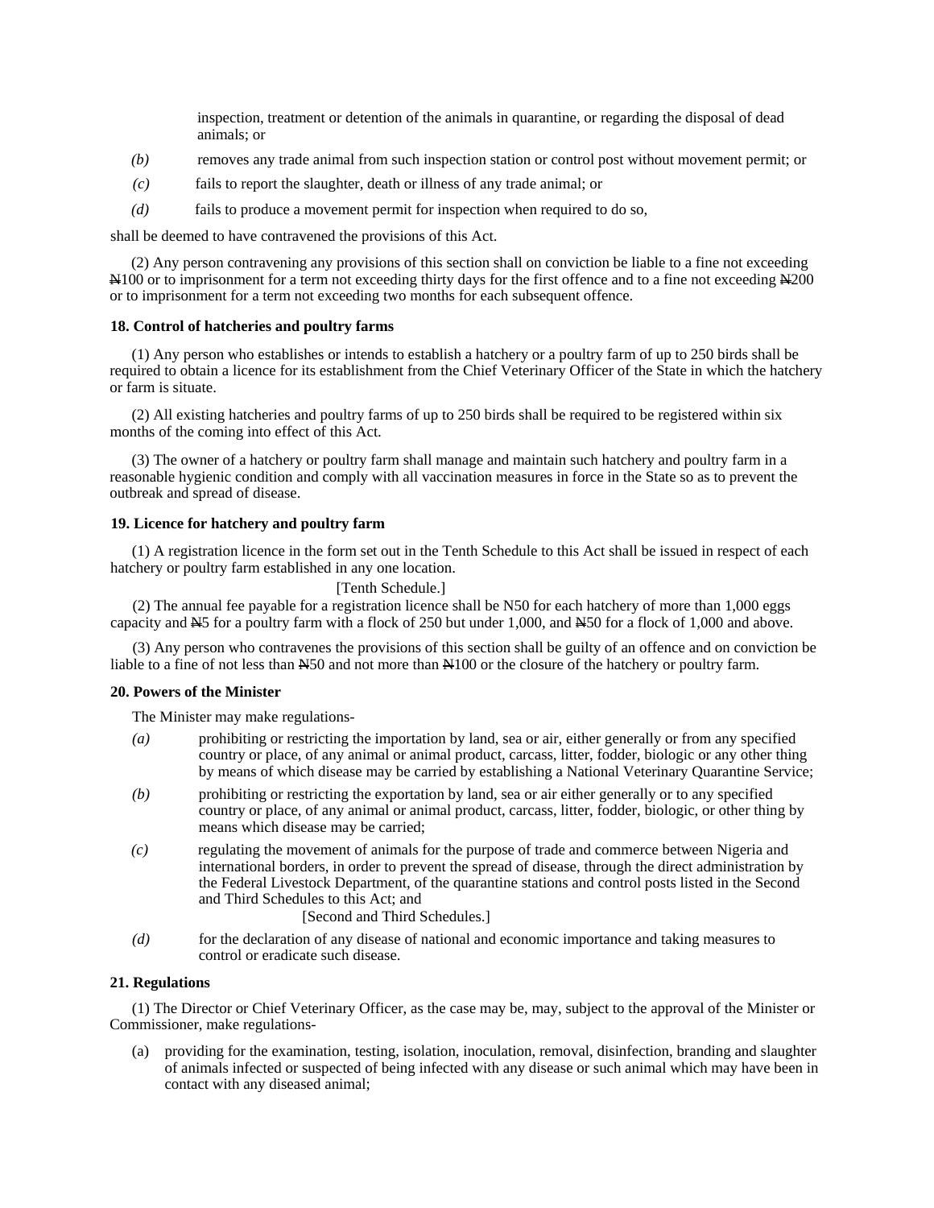inspection, treatment or detention of the animals in quarantine, or regarding the disposal of dead animals; or

*(b)* removes any trade animal from such inspection station or control post without movement permit; or

*(c)* fails to report the slaughter, death or illness of any trade animal; or

*(d)* fails to produce a movement permit for inspection when required to do so,

shall be deemed to have contravened the provisions of this Act.

(2) Any person contravening any provisions of this section shall on conviction be liable to a fine not exceeding ₦100 or to imprisonment for a term not exceeding thirty days for the first offence and to a fine not exceeding ₦200 or to imprisonment for a term not exceeding two months for each subsequent offence.

**18. Control of hatcheries and poultry farms**

(1) Any person who establishes or intends to establish a hatchery or a poultry farm of up to 250 birds shall be required to obtain a licence for its establishment from the Chief Veterinary Officer of the State in which the hatchery or farm is situate.

(2) All existing hatcheries and poultry farms of up to 250 birds shall be required to be registered within six months of the coming into effect of this Act.

(3) The owner of a hatchery or poultry farm shall manage and maintain such hatchery and poultry farm in a reasonable hygienic condition and comply with all vaccination measures in force in the State so as to prevent the outbreak and spread of disease.

**19. Licence for hatchery and poultry farm**

(1) A registration licence in the form set out in the Tenth Schedule to this Act shall be issued in respect of each hatchery or poultry farm established in any one location.

[Tenth Schedule.]

(2) The annual fee payable for a registration licence shall be N50 for each hatchery of more than 1,000 eggs capacity and ₦5 for a poultry farm with a flock of 250 but under 1,000, and ₦50 for a flock of 1,000 and above.

(3) Any person who contravenes the provisions of this section shall be guilty of an offence and on conviction be liable to a fine of not less than ₦50 and not more than ₦100 or the closure of the hatchery or poultry farm.

**20. Powers of the Minister**

The Minister may make regulations-

*(a)* prohibiting or restricting the importation by land, sea or air, either generally or from any specified country or place, of any animal or animal product, carcass, litter, fodder, biologic or any other thing by means of which disease may be carried by establishing a National Veterinary Quarantine Service;

*(b)* prohibiting or restricting the exportation by land, sea or air either generally or to any specified country or place, of any animal or animal product, carcass, litter, fodder, biologic, or other thing by means which disease may be carried;

*(c)* regulating the movement of animals for the purpose of trade and commerce between Nigeria and international borders, in order to prevent the spread of disease, through the direct administration by the Federal Livestock Department, of the quarantine stations and control posts listed in the Second and Third Schedules to this Act; and

[Second and Third Schedules.]

*(d)* for the declaration of any disease of national and economic importance and taking measures to control or eradicate such disease.

**21. Regulations**

(1) The Director or Chief Veterinary Officer, as the case may be, may, subject to the approval of the Minister or Commissioner, make regulations-

(a) providing for the examination, testing, isolation, inoculation, removal, disinfection, branding and slaughter of animals infected or suspected of being infected with any disease or such animal which may have been in contact with any diseased animal;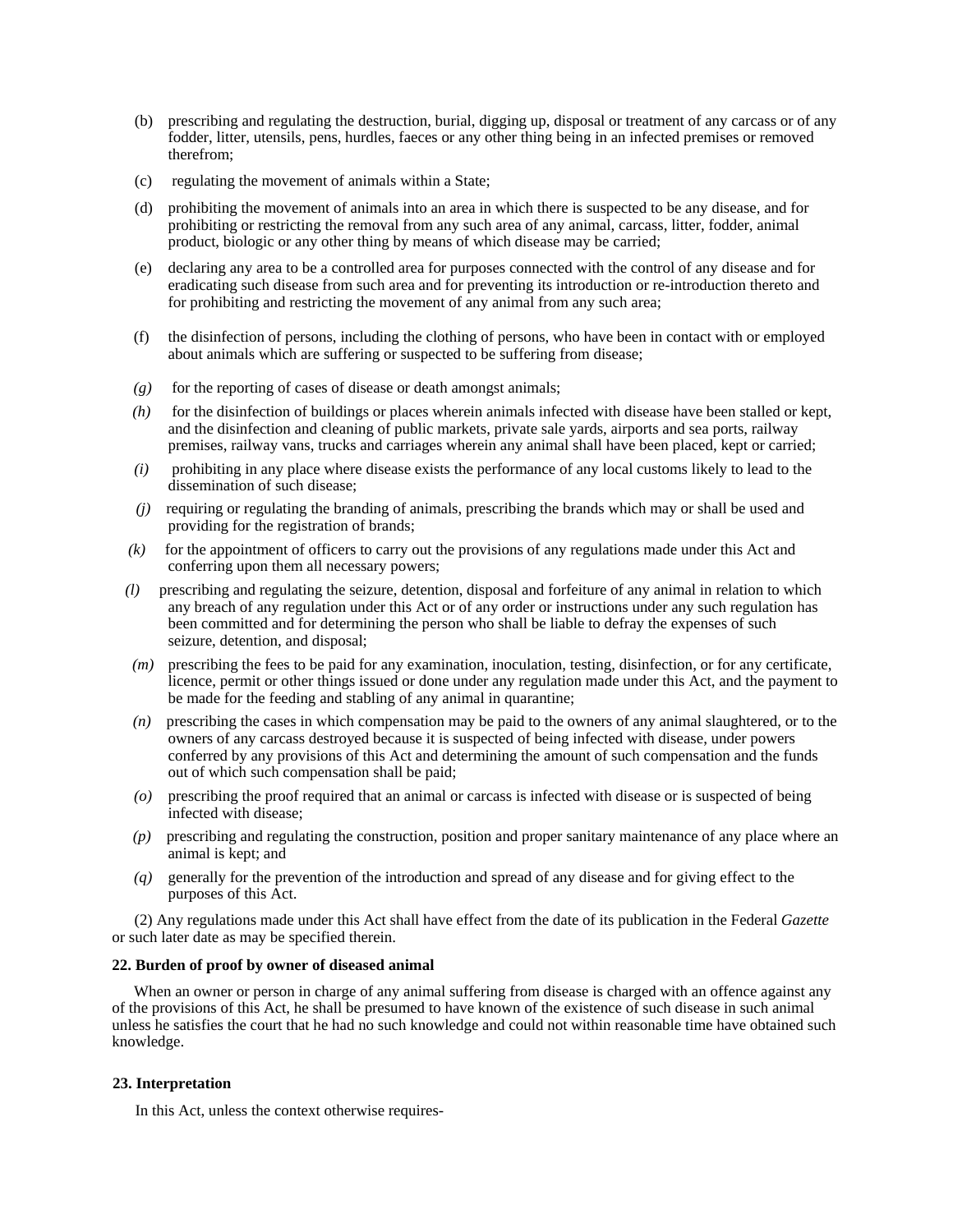(b) prescribing and regulating the destruction, burial, digging up, disposal or treatment of any carcass or of any fodder, litter, utensils, pens, hurdles, faeces or any other thing being in an infected premises or removed therefrom;

(c) regulating the movement of animals within a State;

(d) prohibiting the movement of animals into an area in which there is suspected to be any disease, and for prohibiting or restricting the removal from any such area of any animal, carcass, litter, fodder, animal product, biologic or any other thing by means of which disease may be carried;

(e) declaring any area to be a controlled area for purposes connected with the control of any disease and for eradicating such disease from such area and for preventing its introduction or re-introduction thereto and for prohibiting and restricting the movement of any animal from any such area;

(f) the disinfection of persons, including the clothing of persons, who have been in contact with or employed about animals which are suffering or suspected to be suffering from disease;

*(g)* for the reporting of cases of disease or death amongst animals;

*(h)* for the disinfection of buildings or places wherein animals infected with disease have been stalled or kept, and the disinfection and cleaning of public markets, private sale yards, airports and sea ports, railway premises, railway vans, trucks and carriages wherein any animal shall have been placed, kept or carried;

*(i)* prohibiting in any place where disease exists the performance of any local customs likely to lead to the dissemination of such disease;

*(j)* requiring or regulating the branding of animals, prescribing the brands which may or shall be used and providing for the registration of brands;

*(k)* for the appointment of officers to carry out the provisions of any regulations made under this Act and conferring upon them all necessary powers;

*(l)* prescribing and regulating the seizure, detention, disposal and forfeiture of any animal in relation to which any breach of any regulation under this Act or of any order or instructions under any such regulation has been committed and for determining the person who shall be liable to defray the expenses of such seizure, detention, and disposal;

*(m)* prescribing the fees to be paid for any examination, inoculation, testing, disinfection, or for any certificate, licence, permit or other things issued or done under any regulation made under this Act, and the payment to be made for the feeding and stabling of any animal in quarantine;

*(n)* prescribing the cases in which compensation may be paid to the owners of any animal slaughtered, or to the owners of any carcass destroyed because it is suspected of being infected with disease, under powers conferred by any provisions of this Act and determining the amount of such compensation and the funds out of which such compensation shall be paid;

*(o)* prescribing the proof required that an animal or carcass is infected with disease or is suspected of being infected with disease;

*(p)* prescribing and regulating the construction, position and proper sanitary maintenance of any place where an animal is kept; and

*(q)* generally for the prevention of the introduction and spread of any disease and for giving effect to the purposes of this Act.

(2) Any regulations made under this Act shall have effect from the date of its publication in the Federal *Gazette* or such later date as may be specified therein.

**22. Burden of proof by owner of diseased animal**

When an owner or person in charge of any animal suffering from disease is charged with an offence against any of the provisions of this Act, he shall be presumed to have known of the existence of such disease in such animal unless he satisfies the court that he had no such knowledge and could not within reasonable time have obtained such knowledge.

**23. Interpretation**

In this Act, unless the context otherwise requires-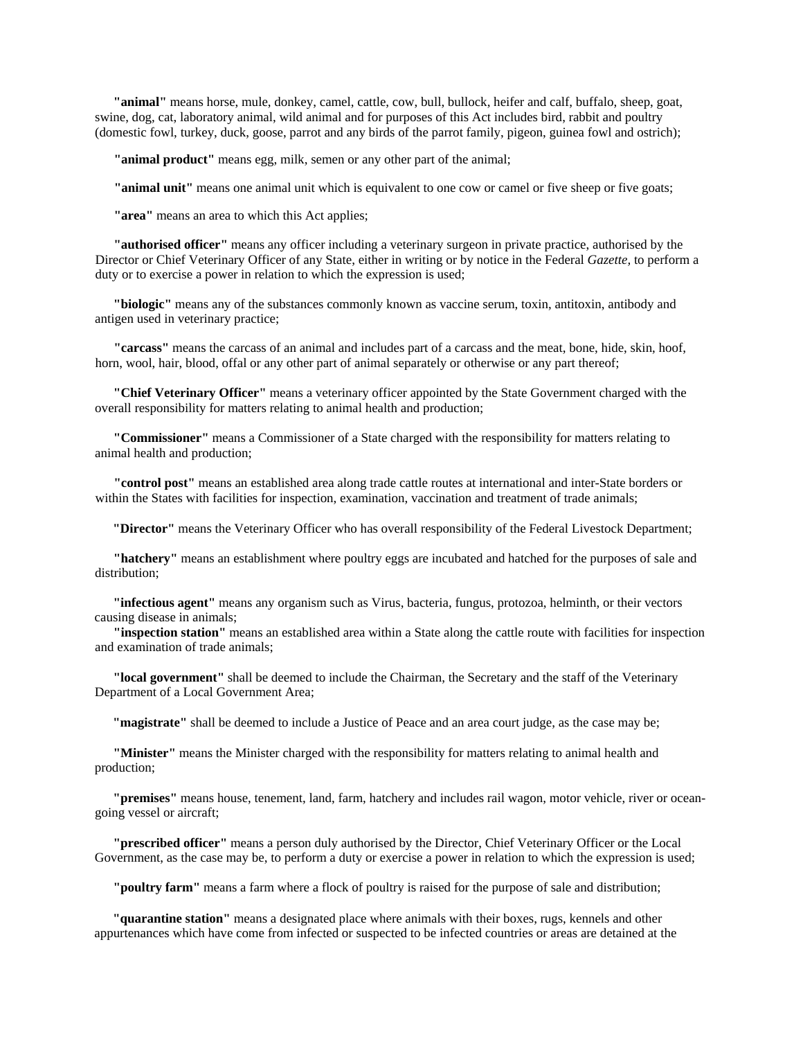**"animal"** means horse, mule, donkey, camel, cattle, cow, bull, bullock, heifer and calf, buffalo, sheep, goat, swine, dog, cat, laboratory animal, wild animal and for purposes of this Act includes bird, rabbit and poultry (domestic fowl, turkey, duck, goose, parrot and any birds of the parrot family, pigeon, guinea fowl and ostrich);

**"animal product"** means egg, milk, semen or any other part of the animal;

**"animal unit"** means one animal unit which is equivalent to one cow or camel or five sheep or five goats;

**"area"** means an area to which this Act applies;

**"authorised officer"** means any officer including a veterinary surgeon in private practice, authorised by the Director or Chief Veterinary Officer of any State, either in writing or by notice in the Federal *Gazette,* to perform a duty or to exercise a power in relation to which the expression is used;

**"biologic"** means any of the substances commonly known as vaccine serum, toxin, antitoxin, antibody and antigen used in veterinary practice;

**"carcass"** means the carcass of an animal and includes part of a carcass and the meat, bone, hide, skin, hoof, horn, wool, hair, blood, offal or any other part of animal separately or otherwise or any part thereof;

**"Chief Veterinary Officer"** means a veterinary officer appointed by the State Government charged with the overall responsibility for matters relating to animal health and production;

**"Commissioner"** means a Commissioner of a State charged with the responsibility for matters relating to animal health and production;

**"control post"** means an established area along trade cattle routes at international and inter-State borders or within the States with facilities for inspection, examination, vaccination and treatment of trade animals;

**"Director"** means the Veterinary Officer who has overall responsibility of the Federal Livestock Department;

**"hatchery"** means an establishment where poultry eggs are incubated and hatched for the purposes of sale and distribution;

**"infectious agent"** means any organism such as Virus, bacteria, fungus, protozoa, helminth, or their vectors causing disease in animals;

**"inspection station"** means an established area within a State along the cattle route with facilities for inspection and examination of trade animals;

**"local government"** shall be deemed to include the Chairman, the Secretary and the staff of the Veterinary Department of a Local Government Area;

**"magistrate"** shall be deemed to include a Justice of Peace and an area court judge, as the case may be;

**"Minister"** means the Minister charged with the responsibility for matters relating to animal health and production;

**"premises"** means house, tenement, land, farm, hatchery and includes rail wagon, motor vehicle, river or ocean-going vessel or aircraft;

**"prescribed officer"** means a person duly authorised by the Director, Chief Veterinary Officer or the Local Government, as the case may be, to perform a duty or exercise a power in relation to which the expression is used;

**"poultry farm"** means a farm where a flock of poultry is raised for the purpose of sale and distribution;

**"quarantine station"** means a designated place where animals with their boxes, rugs, kennels and other appurtenances which have come from infected or suspected to be infected countries or areas are detained at the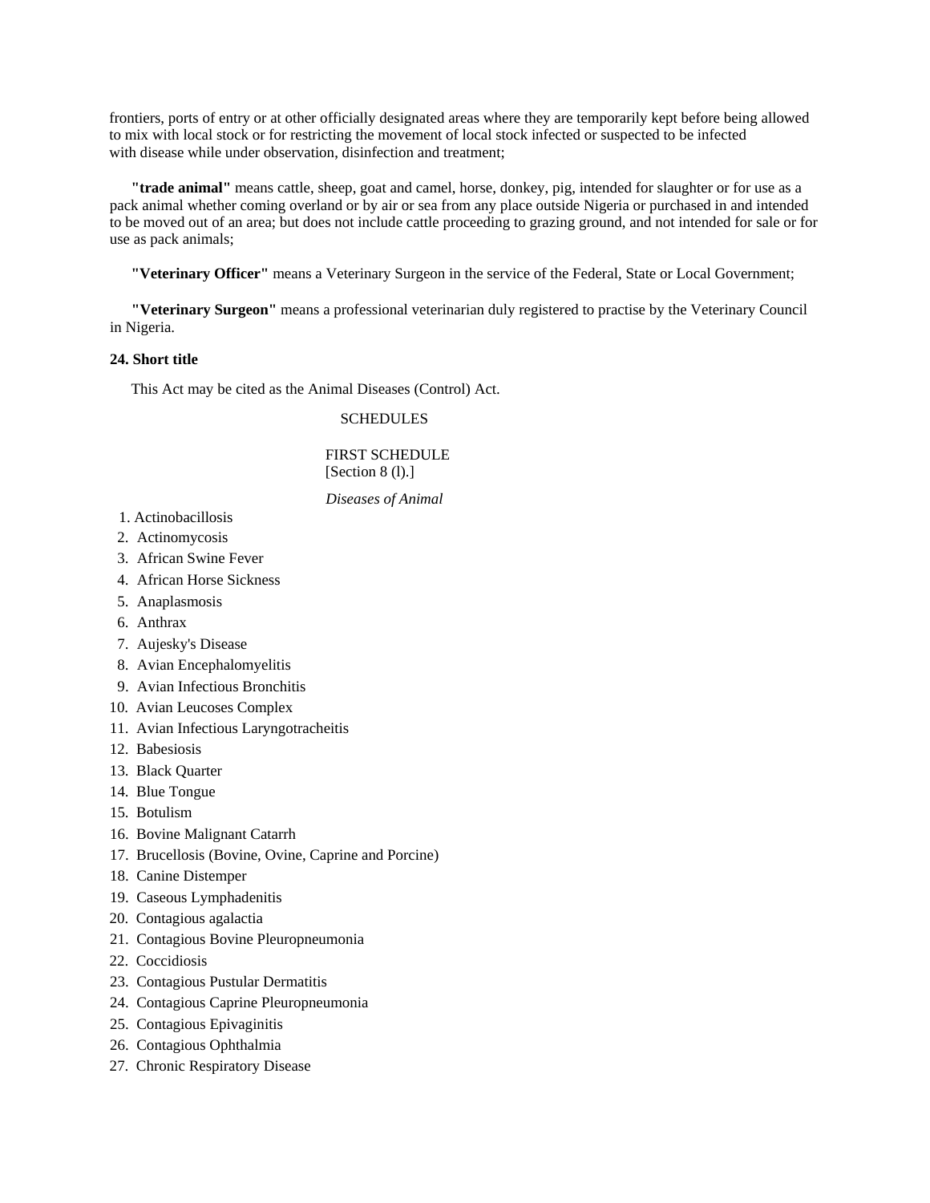frontiers, ports of entry or at other officially designated areas where they are temporarily kept before being allowed to mix with local stock or for restricting the movement of local stock infected or suspected to be infected with disease while under observation, disinfection and treatment;

**"trade animal"** means cattle, sheep, goat and camel, horse, donkey, pig, intended for slaughter or for use as a pack animal whether coming overland or by air or sea from any place outside Nigeria or purchased in and intended to be moved out of an area; but does not include cattle proceeding to grazing ground, and not intended for sale or for use as pack animals;

**"Veterinary Officer"** means a Veterinary Surgeon in the service of the Federal, State or Local Government;

**"Veterinary Surgeon"** means a professional veterinarian duly registered to practise by the Veterinary Council in Nigeria.

**24. Short title**

This Act may be cited as the Animal Diseases (Control) Act.

SCHEDULES

FIRST SCHEDULE
[Section 8 (l).]

*Diseases of Animal*

1. Actinobacillosis
2. Actinomycosis
3. African Swine Fever
4. African Horse Sickness
5. Anaplasmosis
6. Anthrax
7. Aujesky's Disease
8. Avian Encephalomyelitis
9. Avian Infectious Bronchitis
10. Avian Leucoses Complex
11. Avian Infectious Laryngotracheitis
12. Babesiosis
13. Black Quarter
14. Blue Tongue
15. Botulism
16. Bovine Malignant Catarrh
17. Brucellosis (Bovine, Ovine, Caprine and Porcine)
18. Canine Distemper
19. Caseous Lymphadenitis
20. Contagious agalactia
21. Contagious Bovine Pleuropneumonia
22. Coccidiosis
23. Contagious Pustular Dermatitis
24. Contagious Caprine Pleuropneumonia
25. Contagious Epivaginitis
26. Contagious Ophthalmia
27. Chronic Respiratory Disease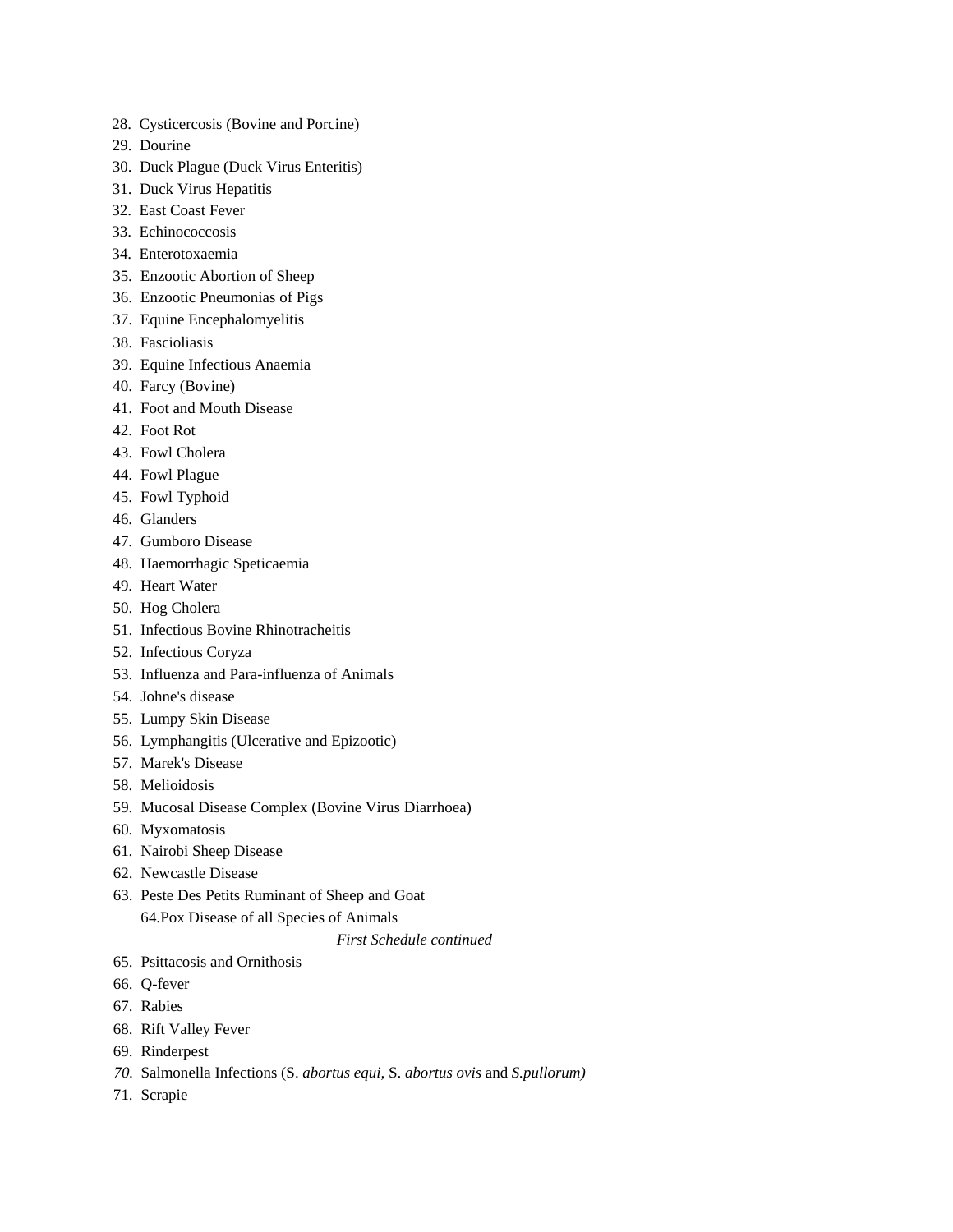28. Cysticercosis (Bovine and Porcine)
29. Dourine
30. Duck Plague (Duck Virus Enteritis)
31. Duck Virus Hepatitis
32. East Coast Fever
33. Echinococcosis
34. Enterotoxaemia
35. Enzootic Abortion of Sheep
36. Enzootic Pneumonias of Pigs
37. Equine Encephalomyelitis
38. Fascioliasis
39. Equine Infectious Anaemia
40. Farcy (Bovine)
41. Foot and Mouth Disease
42. Foot Rot
43. Fowl Cholera
44. Fowl Plague
45. Fowl Typhoid
46. Glanders
47. Gumboro Disease
48. Haemorrhagic Speticaemia
49. Heart Water
50. Hog Cholera
51. Infectious Bovine Rhinotracheitis
52. Infectious Coryza
53. Influenza and Para-influenza of Animals
54. Johne's disease
55. Lumpy Skin Disease
56. Lymphangitis (Ulcerative and Epizootic)
57. Marek's Disease
58. Melioidosis
59. Mucosal Disease Complex (Bovine Virus Diarrhoea)
60. Myxomatosis
61. Nairobi Sheep Disease
62. Newcastle Disease
63. Peste Des Petits Ruminant of Sheep and Goat
64. Pox Disease of all Species of Animals

*First Schedule continued*

65. Psittacosis and Ornithosis
66. Q-fever
67. Rabies
68. Rift Valley Fever
69. Rinderpest
70. Salmonella Infections (S. *abortus equi,* S. *abortus ovis* and *S.pullorum)*
71. Scrapie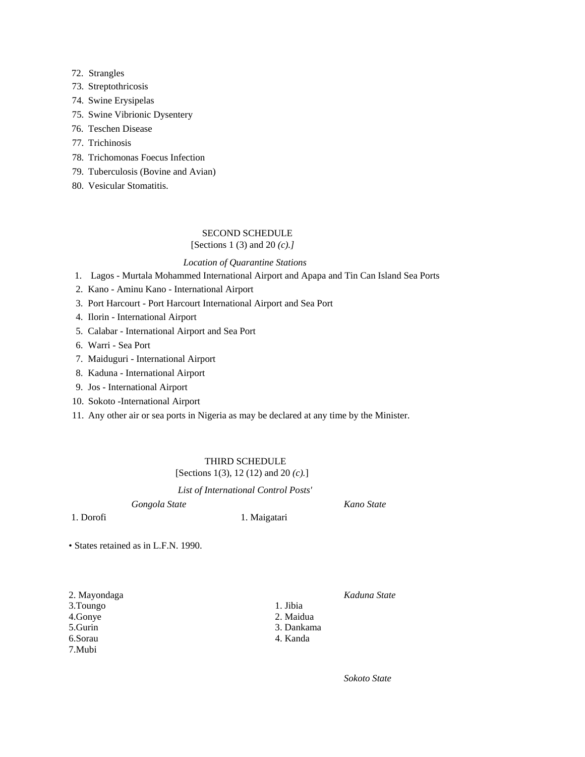72. Strangles
73. Streptothricosis
74. Swine Erysipelas
75. Swine Vibrionic Dysentery
76. Teschen Disease
77. Trichinosis
78. Trichomonas Foecus Infection
79. Tuberculosis (Bovine and Avian)
80. Vesicular Stomatitis.

## SECOND SCHEDULE

[Sections 1 (3) and 20 *(c).]*

*Location of Quarantine Stations*

1. Lagos - Murtala Mohammed International Airport and Apapa and Tin Can Island Sea Ports
2. Kano - Aminu Kano - International Airport
3. Port Harcourt - Port Harcourt International Airport and Sea Port
4. Ilorin - International Airport
5. Calabar - International Airport and Sea Port
6. Warri - Sea Port
7. Maiduguri - International Airport
8. Kaduna - International Airport
9. Jos - International Airport
10. Sokoto -International Airport
11. Any other air or sea ports in Nigeria as may be declared at any time by the Minister.

## THIRD SCHEDULE

[Sections 1(3), 12 (12) and 20 *(c).*]

*List of International Control Posts'*

*Gongola State*

1. Dorofi
2. Mayondaga
3. Toungo
4. Gonye
5. Gurin
6. Sorau
7. Mubi

*Kano State*

1. Maigatari

*Kaduna State*

1. Jibia
2. Maidua
3. Dankama
4. Kanda

*Sokoto State*

• States retained as in L.F.N. 1990.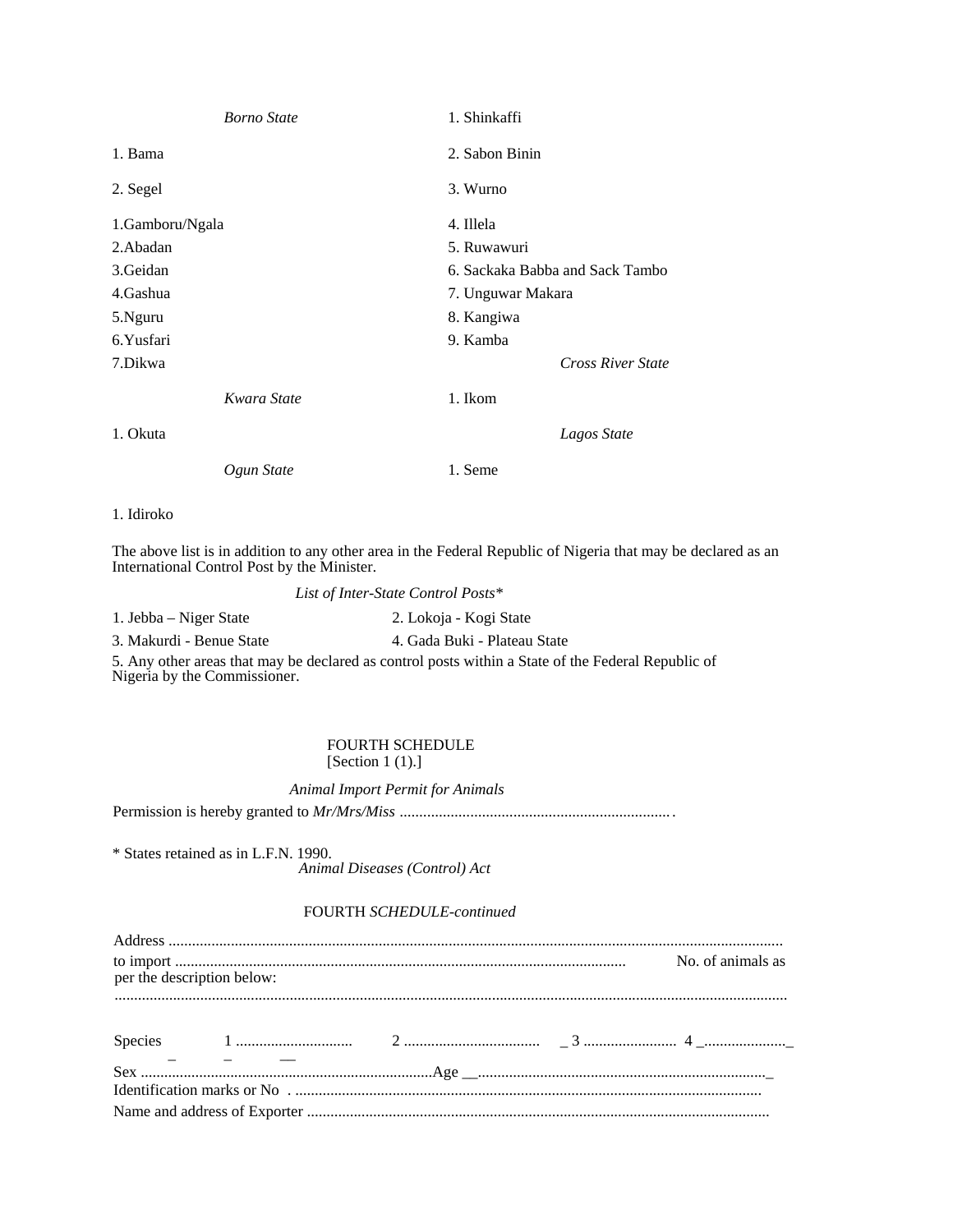*Borno State*

1. Bama

2. Segel

1. Gamboru/Ngala
2. Abadan
3. Geidan
4. Gashua
5. Nguru
6. Yusfari
7. Dikwa

*Kwara State*

1. Okuta

*Ogun State*

1. Idiroko

1. Shinkaffi
2. Sabon Binin
3. Wurno
4. Illela
5. Ruwawuri
6. Sackaka Babba and Sack Tambo
7. Unguwar Makara
8. Kangiwa
9. Kamba

*Cross River State*

1. Ikom

*Lagos State*

1. Seme

The above list is in addition to any other area in the Federal Republic of Nigeria that may be declared as an International Control Post by the Minister.

*List of Inter-State Control Posts\**

1. Jebba – Niger State
2. Lokoja - Kogi State
3. Makurdi - Benue State
4. Gada Buki - Plateau State
5. Any other areas that may be declared as control posts within a State of the Federal Republic of Nigeria by the Commissioner.

FOURTH SCHEDULE
[Section 1 (1).]

*Animal Import Permit for Animals*

Permission is hereby granted to *Mr/Mrs/Miss* .....................................................................

\* States retained as in L.F.N. 1990.

FOURTH *SCHEDULE-continued*

Address ..........................................................................................................................................

to import .................................................................................................................. No. of animals as per the description below:

.......................................................................................................................................................

Species 1 .............................. 2 .................................. _ 3 ....................... 4 _....................._

Sex ..........................................................................Age __.........................................................................._

Identification marks or No . ......................................................................................................

Name and address of Exporter .....................................................................................................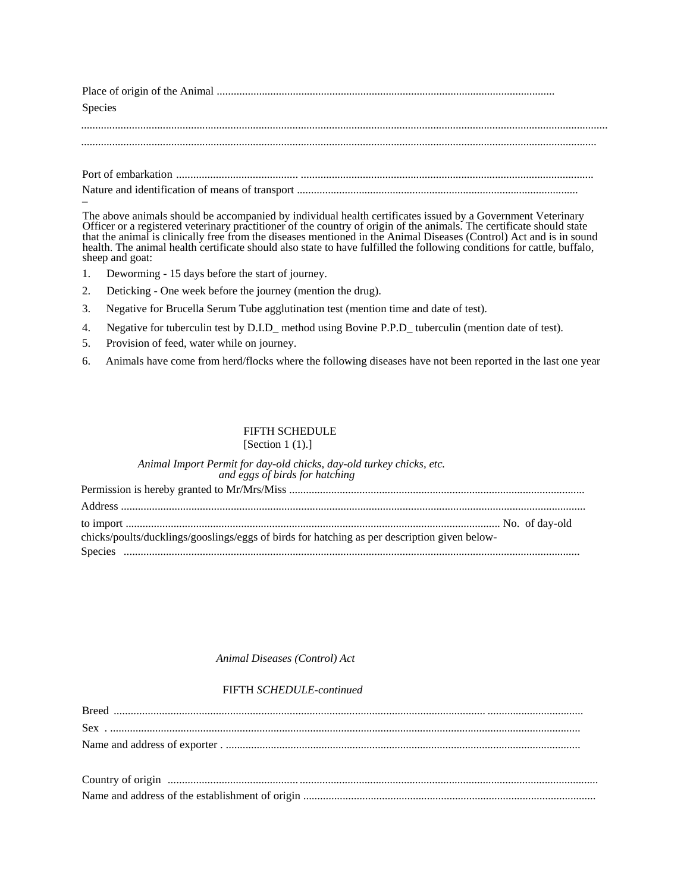Place of origin of the Animal ......................................................................................................................

Species

..........................................................................................................................................................................

..........................................................................................................................................................................

Port of embarkation ............................................ ......................................................................................................

Nature and identification of means of transport ..................................................................................................

–

The above animals should be accompanied by individual health certificates issued by a Government Veterinary Officer or a registered veterinary practitioner of the country of origin of the animals. The certificate should state that the animal is clinically free from the diseases mentioned in the Animal Diseases (Control) Act and is in sound health. The animal health certificate should also state to have fulfilled the following conditions for cattle, buffalo, sheep and goat:

1. Deworming - 15 days before the start of journey.
2. Deticking - One week before the journey (mention the drug).
3. Negative for Brucella Serum Tube agglutination test (mention time and date of test).
4. Negative for tuberculin test by D.I.D_ method using Bovine P.P.D_ tuberculin (mention date of test).
5. Provision of feed, water while on journey.
6. Animals have come from herd/flocks where the following diseases have not been reported in the last one year

## FIFTH SCHEDULE

[Section 1 (1).]

*Animal Import Permit for day-old chicks, day-old turkey chicks, etc. and eggs of birds for hatching*

Permission is hereby granted to Mr/Mrs/Miss .......................................................................................................

Address ...................................................................................................................................................

to import .................................................................................................................................. No. of day-old chicks/poults/ducklings/gooslings/eggs of birds for hatching as per description given below-

Species ..................................................................................................................................................

FIFTH *SCHEDULE-continued*

Breed .................................................................................................................................. .................................

Sex . .........................................................................................................................................................

Name and address of exporter . ............................................................................................................

Country of origin ................................................ ......................................................................................................

Name and address of the establishment of origin .......................................................................................................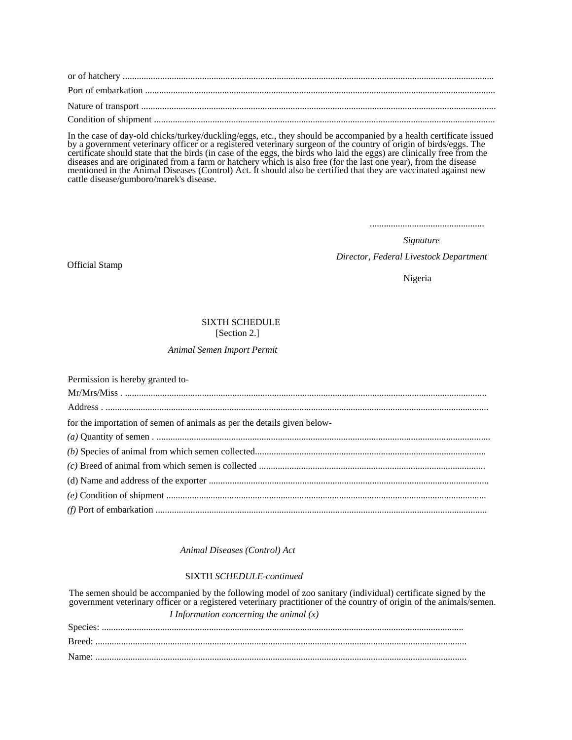or of hatchery ..........................................................................................................................................

Port of embarkation .....................................................................................................................................

Nature of transport .......................................................................................................................................

Condition of shipment ..................................................................................................................................

In the case of day-old chicks/turkey/duckling/eggs, etc., they should be accompanied by a health certificate issued by a government veterinary officer or a registered veterinary surgeon of the country of origin of birds/eggs. The certificate should state that the birds (in case of the eggs, the birds who laid the eggs) are clinically free from the diseases and are originated from a farm or hatchery which is also free (for the last one year), from the disease mentioned in the Animal Diseases (Control) Act. It should also be certified that they are vaccinated against new cattle disease/gumboro/marek's disease.

.................................................

*Signature*

*Director, Federal Livestock Department*

Official Stamp

Nigeria

SIXTH SCHEDULE
[Section 2.]

*Animal Semen Import Permit*

Permission is hereby granted to-

Mr/Mrs/Miss . ..........................................................................................................................................

Address . .................................................................................................................................................

for the importation of semen of animals as per the details given below-

*(a)* Quantity of semen . ..............................................................................................................................

*(b)* Species of animal from which semen collected..................................................................................................

*(c)* Breed of animal from which semen is collected ................................................................................................

(d) Name and address of the exporter .......................................................................................................

*(e)* Condition of shipment ........................................................................................................................

*(f)* Port of embarkation .............................................................................................................................

*Animal Diseases (Control) Act*

SIXTH *SCHEDULE-continued*

The semen should be accompanied by the following model of zoo sanitary (individual) certificate signed by the government veterinary officer or a registered veterinary practitioner of the country of origin of the animals/semen.

*I Information concerning the animal (x)*

Species: ........................................................................................................................................

Breed: ............................................................................................................................................

Name: ............................................................................................................................................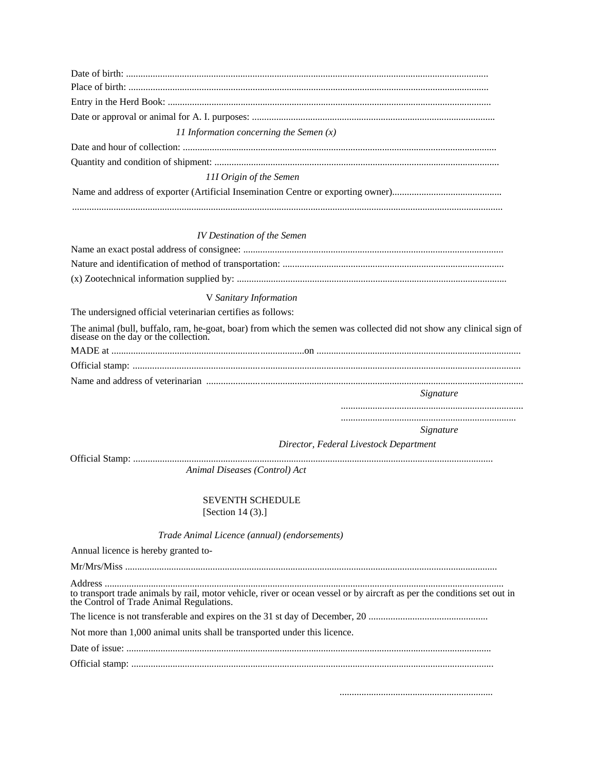Date of birth: ....................................................................................................................................................

Place of birth: ....................................................................................................................................................

Entry in the Herd Book: ....................................................................................................................................

Date or approval or animal for A. I. purposes: ....................................................................................................

*11 Information concerning the Semen (x)*

Date and hour of collection: ...............................................................................................................................

Quantity and condition of shipment: ...................................................................................................................

*11I Origin of the Semen*

Name and address of exporter (Artificial Insemination Centre or exporting owner).............................................

...............................................................................................................................................................................

*IV Destination of the Semen*

Name an exact postal address of consignee: ..........................................................................................................

Nature and identification of method of transportation: ...........................................................................................

(x) Zootechnical information supplied by: ..............................................................................................................

V *Sanitary Information*

The undersigned official veterinarian certifies as follows:

The animal (bull, buffalo, ram, he-goat, boar) from which the semen was collected did not show any clinical sign of disease on the day or the collection.

MADE at ...............................................................................on ...................................................................................

Official stamp: .............................................................................................................................................................

Name and address of veterinarian .................................................................................................................................

*Signature*

..........................................................................

.......................................................................

*Signature*

*Director, Federal Livestock Department*

Official Stamp: ..................................................................................................................................................

*Animal Diseases (Control) Act*

## SEVENTH SCHEDULE

[Section 14 (3).]

*Trade Animal Licence (annual) (endorsements)*

Annual licence is hereby granted to-

Mr/Mrs/Miss ........................................................................................................................................................

Address .................................................................................................................................................................
to transport trade animals by rail, motor vehicle, river or ocean vessel or by aircraft as per the conditions set out in the Control of Trade Animal Regulations.

The licence is not transferable and expires on the 31 st day of December, 20 .................................................

Not more than 1,000 animal units shall be transported under this licence.

Date of issue: .......................................................................................................................................................

Official stamp: ......................................................................................................................................................

..............................................................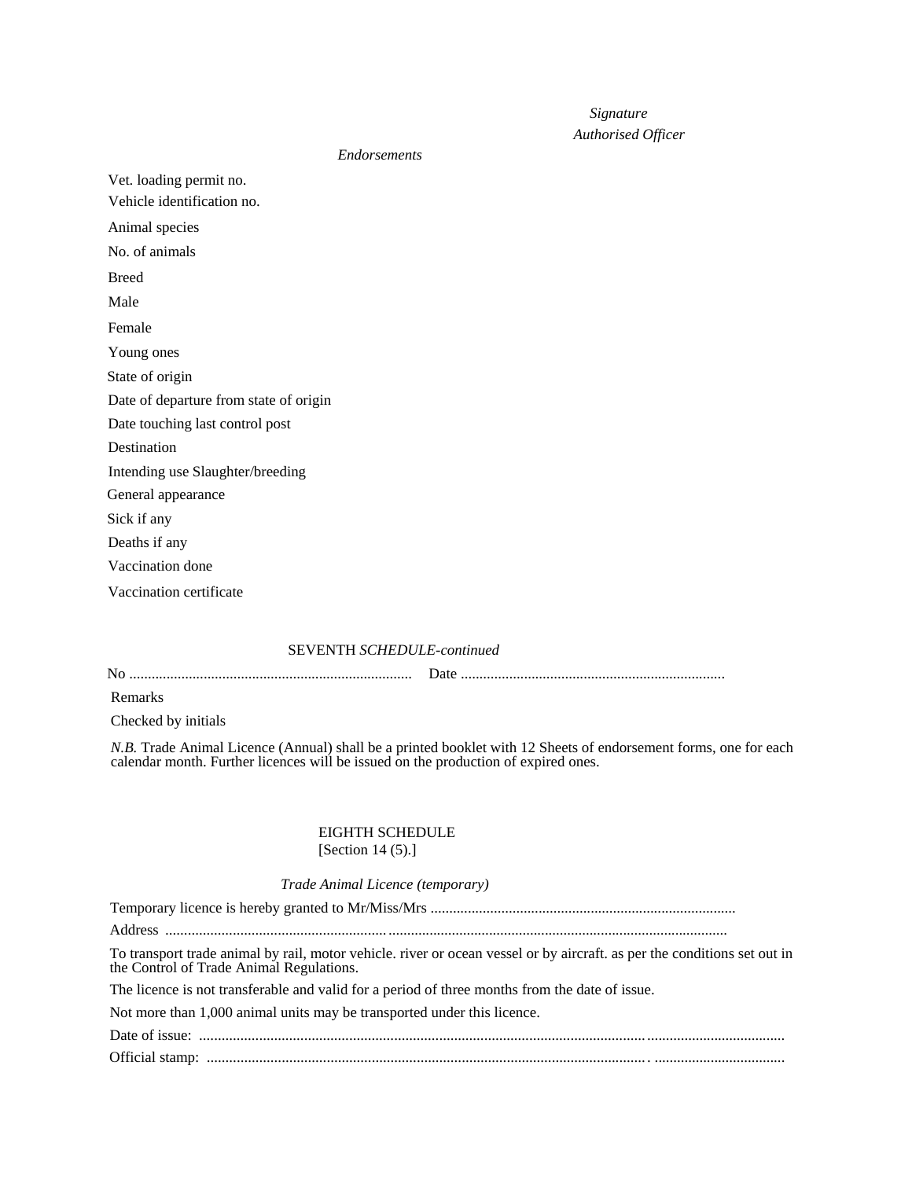*Signature*
*Authorised Officer*

*Endorsements*

Vet. loading permit no.
Vehicle identification no.

Animal species

No. of animals

Breed

Male

Female

Young ones

State of origin

Date of departure from state of origin

Date touching last control post

Destination

Intending use Slaughter/breeding

General appearance

Sick if any

Deaths if any

Vaccination done

Vaccination certificate

SEVENTH *SCHEDULE-continued*

No ........................................................................... Date ......................................................................

Remarks

Checked by initials

*N.B.* Trade Animal Licence (Annual) shall be a printed booklet with 12 Sheets of endorsement forms, one for each calendar month. Further licences will be issued on the production of expired ones.

EIGHTH SCHEDULE
[Section 14 (5).]

*Trade Animal Licence (temporary)*

Temporary licence is hereby granted to Mr/Miss/Mrs .................................................................................

Address .................................................................................................................................................

To transport trade animal by rail, motor vehicle. river or ocean vessel or by aircraft. as per the conditions set out in the Control of Trade Animal Regulations.

The licence is not transferable and valid for a period of three months from the date of issue.

Not more than 1,000 animal units may be transported under this licence.

Date of issue: .............................................................................................................................................

Official stamp: ............................................................................................................................................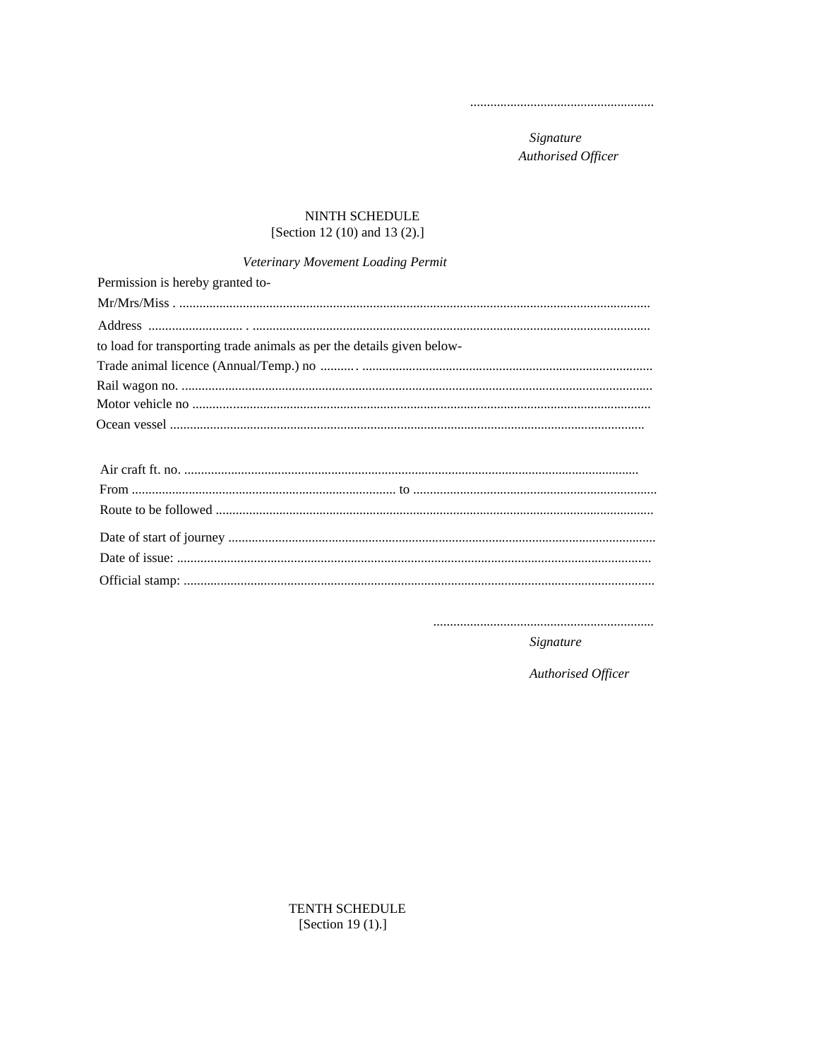.......................................................

*Signature*
*Authorised Officer*

## NINTH SCHEDULE
[Section 12 (10) and 13 (2).]

*Veterinary Movement Loading Permit*

Permission is hereby granted to-

Mr/Mrs/Miss . ...........................................................................................................................................

Address ............................ . ......................................................................................................................

to load for transporting trade animals as per the details given below-

Trade animal licence (Annual/Temp.) no .......... . ......................................................................................

Rail wagon no. ...........................................................................................................................................

Motor vehicle no ........................................................................................................................................

Ocean vessel ............................................................................................................................................

Air craft ft. no. .......................................................................................................................................

From ............................................................................... to .........................................................................

Route to be followed .................................................................................................................................

Date of start of journey ..............................................................................................................................

Date of issue: ............................................................................................................................................

Official stamp: ...........................................................................................................................................

.................................................................

*Signature*

*Authorised Officer*

## TENTH SCHEDULE
[Section 19 (1).]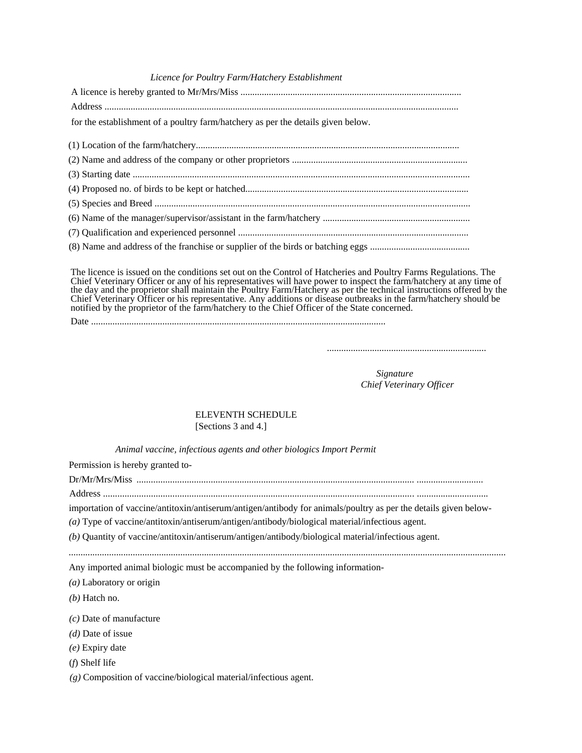*Licence for Poultry Farm/Hatchery Establishment*

A licence is hereby granted to Mr/Mrs/Miss ............................................................................................

Address ...................................................................................................................................................

for the establishment of a poultry farm/hatchery as per the details given below.

(1) Location of the farm/hatchery.............................................................................................................

(2) Name and address of the company or other proprietors .........................................................................

(3) Starting date ............................................................................................................................................

(4) Proposed no. of birds to be kept or hatched............................................................................................

(5) Species and Breed ...................................................................................................................................

(6) Name of the manager/supervisor/assistant in the farm/hatchery .............................................................

(7) Qualification and experienced personnel ................................................................................................

(8) Name and address of the franchise or supplier of the birds or batching eggs ..........................................

The licence is issued on the conditions set out on the Control of Hatcheries and Poultry Farms Regulations. The Chief Veterinary Officer or any of his representatives will have power to inspect the farm/hatchery at any time of the day and the proprietor shall maintain the Poultry Farm/Hatchery as per the technical instructions offered by the Chief Veterinary Officer or his representative. Any additions or disease outbreaks in the farm/hatchery should be notified by the proprietor of the farm/hatchery to the Chief Officer of the State concerned.

Date ...........................................................................................................................

...................................................................

*Signature*
*Chief Veterinary Officer*

ELEVENTH SCHEDULE
[Sections 3 and 4.]

*Animal vaccine, infectious agents and other biologics Import Permit*

Permission is hereby granted to-

Dr/Mr/Mrs/Miss ................................................................................................................... ............................

Address ................................................................................................................................. .............................

importation of vaccine/antitoxin/antiserum/antigen/antibody for animals/poultry as per the details given below-

*(a)* Type of vaccine/antitoxin/antiserum/antigen/antibody/biological material/infectious agent.

*(b)* Quantity of vaccine/antitoxin/antiserum/antigen/antibody/biological material/infectious agent.

.....................................................................................................................................................................................

Any imported animal biologic must be accompanied by the following information-

*(a)* Laboratory or origin

*(b)* Hatch no.

*(c)* Date of manufacture

*(d)* Date of issue

*(e)* Expiry date

(*f*) Shelf life

*(g)* Composition of vaccine/biological material/infectious agent.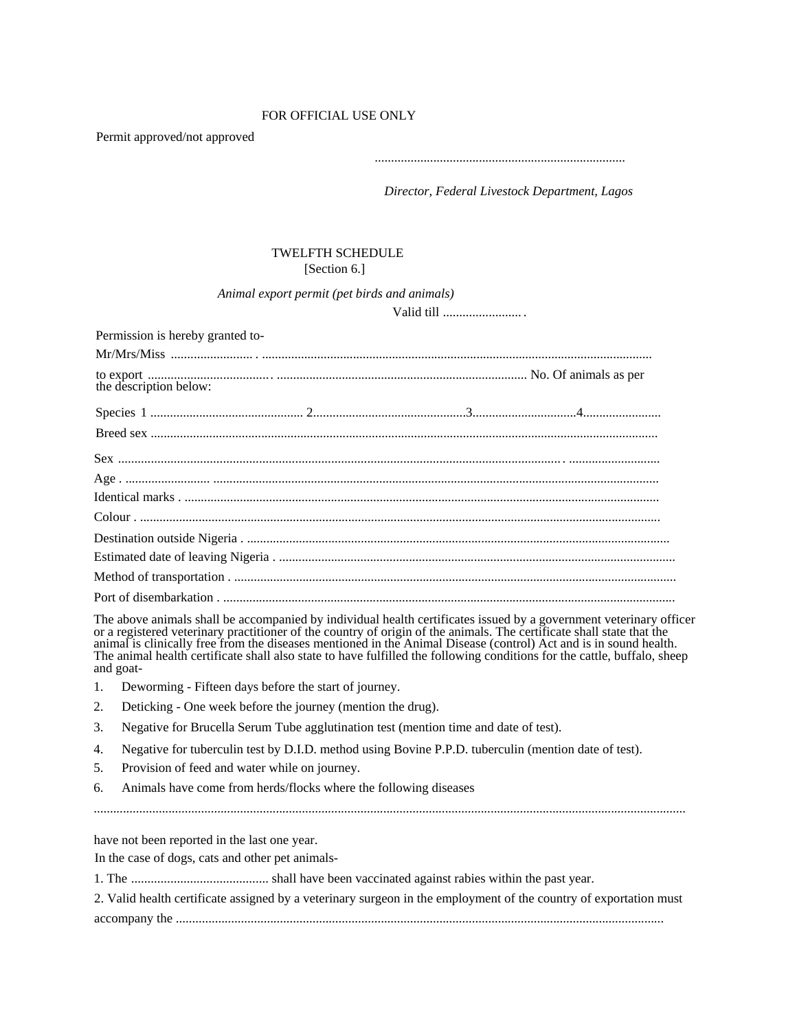FOR OFFICIAL USE ONLY

Permit approved/not approved

.............................................................................

*Director, Federal Livestock Department, Lagos*

TWELFTH SCHEDULE
[Section 6.]

*Animal export permit (pet birds and animals)*

Valid till ........................ .

Permission is hereby granted to-

Mr/Mrs/Miss ......................... . .......................................................................................................................

to export ..................................... . ............................................................................ No. Of animals as per the description below:

Species 1 .............................................. 2..............................................3...............................4........................

Breed sex ..........................................................................................................................................

Sex .................................................................................................................................. . ............................

Age . .......................... .......................................................................................................................................

Identical marks . ................................................................................................................................

Colour . ..............................................................................................................................................

Destination outside Nigeria . ...............................................................................................................

Estimated date of leaving Nigeria . .......................................................................................................

Method of transportation . ....................................................................................................................

Port of disembarkation . .........................................................................................................................

The above animals shall be accompanied by individual health certificates issued by a government veterinary officer or a registered veterinary practitioner of the country of origin of the animals. The certificate shall state that the animal is clinically free from the diseases mentioned in the Animal Disease (control) Act and is in sound health. The animal health certificate shall also state to have fulfilled the following conditions for the cattle, buffalo, sheep and goat-

1. Deworming - Fifteen days before the start of journey.
2. Deticking - One week before the journey (mention the drug).
3. Negative for Brucella Serum Tube agglutination test (mention time and date of test).
4. Negative for tuberculin test by D.I.D. method using Bovine P.P.D. tuberculin (mention date of test).
5. Provision of feed and water while on journey.
6. Animals have come from herds/flocks where the following diseases

.....................................................................................................................................................................

have not been reported in the last one year.

In the case of dogs, cats and other pet animals-

1. The .......................................... shall have been vaccinated against rabies within the past year.

2. Valid health certificate assigned by a veterinary surgeon in the employment of the country of exportation must accompany the ..................................................................................................................................................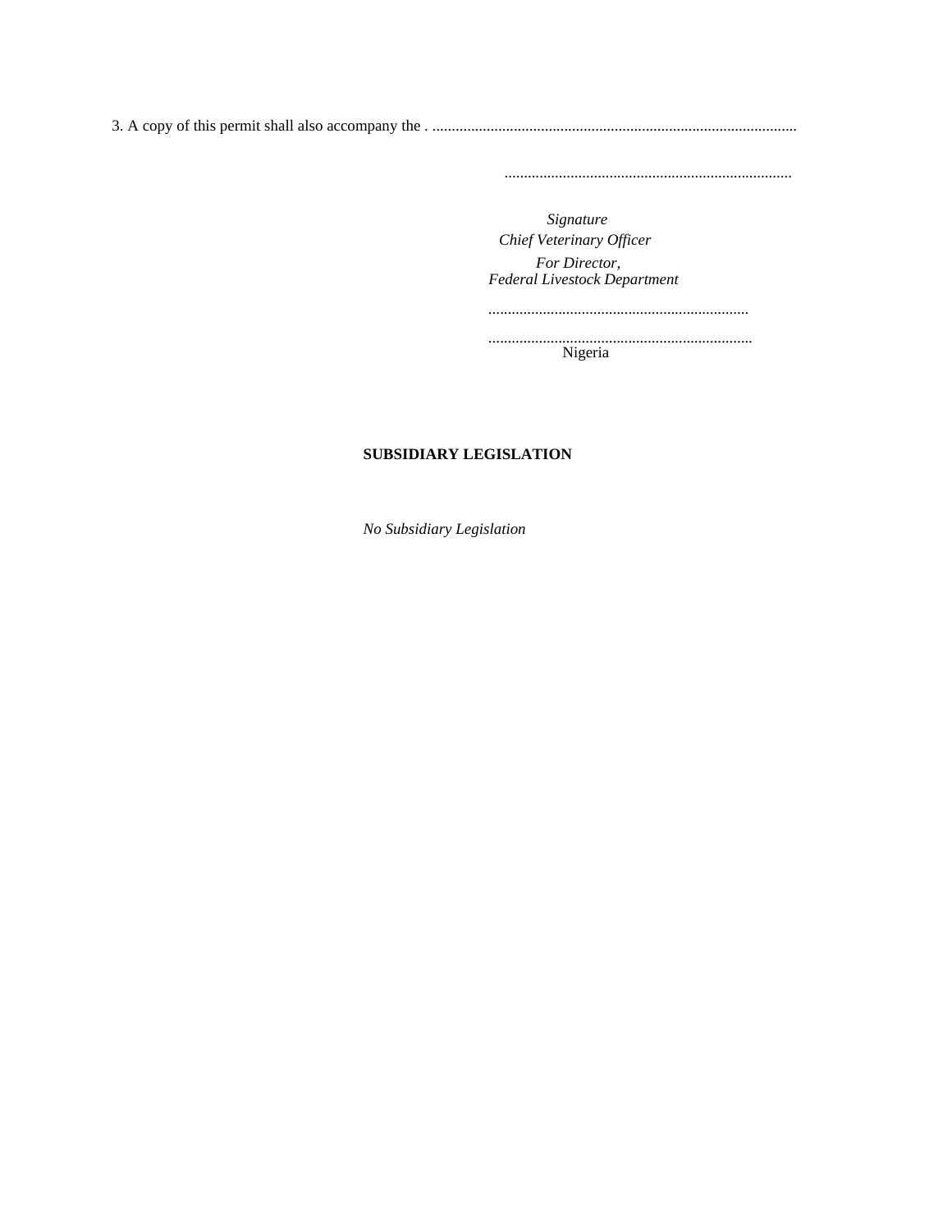3. A copy of this permit shall also accompany the . ..............................................................................................

..........................................................................

*Signature*
*Chief Veterinary Officer*
*For Director,*
*Federal Livestock Department*

...................................................................

....................................................................
Nigeria

**SUBSIDIARY LEGISLATION**

*No Subsidiary Legislation*